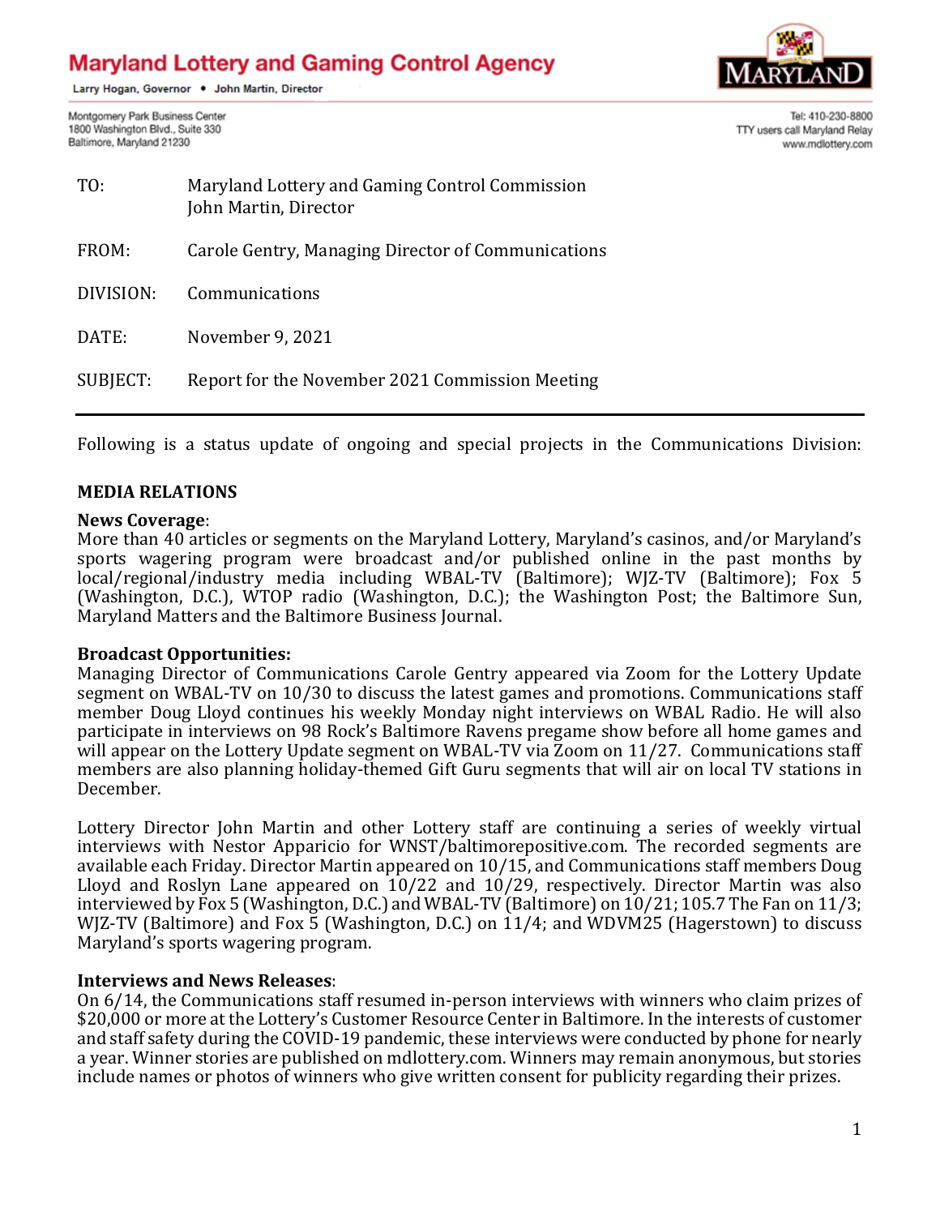# Maryland Lottery and Gaming Control Agency

Larry Hogan, Governor • John Martin, Director

Montgomery Park Business Center
1800 Washington Blvd., Suite 330
Baltimore, Maryland 21230

Tel: 410-230-8800
TTY users call Maryland Relay
www.mdlottery.com

| | |
|---|---|
| TO: | Maryland Lottery and Gaming Control Commission<br>John Martin, Director |
| FROM: | Carole Gentry, Managing Director of Communications |
| DIVISION: | Communications |
| DATE: | November 9, 2021 |
| SUBJECT: | Report for the November 2021 Commission Meeting |

---

Following is a status update of ongoing and special projects in the Communications Division:

## MEDIA RELATIONS

**News Coverage**:
More than 40 articles or segments on the Maryland Lottery, Maryland's casinos, and/or Maryland's sports wagering program were broadcast and/or published online in the past months by local/regional/industry media including WBAL-TV (Baltimore); WJZ-TV (Baltimore); Fox 5 (Washington, D.C.), WTOP radio (Washington, D.C.); the Washington Post; the Baltimore Sun, Maryland Matters and the Baltimore Business Journal.

**Broadcast Opportunities:**
Managing Director of Communications Carole Gentry appeared via Zoom for the Lottery Update segment on WBAL-TV on 10/30 to discuss the latest games and promotions. Communications staff member Doug Lloyd continues his weekly Monday night interviews on WBAL Radio. He will also participate in interviews on 98 Rock's Baltimore Ravens pregame show before all home games and will appear on the Lottery Update segment on WBAL-TV via Zoom on 11/27. Communications staff members are also planning holiday-themed Gift Guru segments that will air on local TV stations in December.

Lottery Director John Martin and other Lottery staff are continuing a series of weekly virtual interviews with Nestor Apparicio for WNST/baltimorepositive.com. The recorded segments are available each Friday. Director Martin appeared on 10/15, and Communications staff members Doug Lloyd and Roslyn Lane appeared on 10/22 and 10/29, respectively. Director Martin was also interviewed by Fox 5 (Washington, D.C.) and WBAL-TV (Baltimore) on 10/21; 105.7 The Fan on 11/3; WJZ-TV (Baltimore) and Fox 5 (Washington, D.C.) on 11/4; and WDVM25 (Hagerstown) to discuss Maryland's sports wagering program.

**Interviews and News Releases**:
On 6/14, the Communications staff resumed in-person interviews with winners who claim prizes of $20,000 or more at the Lottery's Customer Resource Center in Baltimore. In the interests of customer and staff safety during the COVID-19 pandemic, these interviews were conducted by phone for nearly a year. Winner stories are published on mdlottery.com. Winners may remain anonymous, but stories include names or photos of winners who give written consent for publicity regarding their prizes.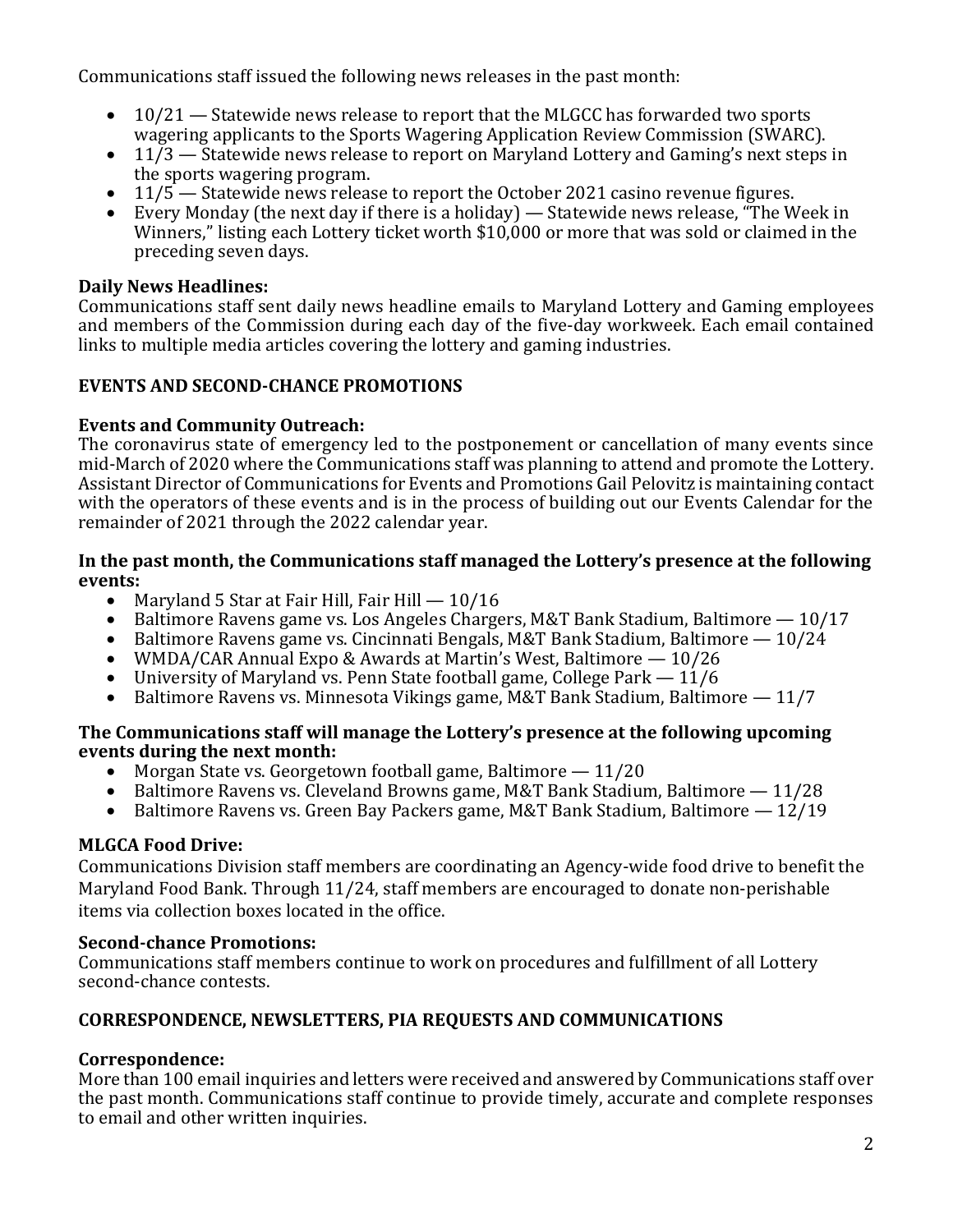Communications staff issued the following news releases in the past month:

- 10/21 — Statewide news release to report that the MLGCC has forwarded two sports wagering applicants to the Sports Wagering Application Review Commission (SWARC).
- 11/3 — Statewide news release to report on Maryland Lottery and Gaming's next steps in the sports wagering program.
- 11/5 — Statewide news release to report the October 2021 casino revenue figures.
- Every Monday (the next day if there is a holiday) — Statewide news release, "The Week in Winners," listing each Lottery ticket worth $10,000 or more that was sold or claimed in the preceding seven days.

**Daily News Headlines:**
Communications staff sent daily news headline emails to Maryland Lottery and Gaming employees and members of the Commission during each day of the five-day workweek. Each email contained links to multiple media articles covering the lottery and gaming industries.

## EVENTS AND SECOND-CHANCE PROMOTIONS

**Events and Community Outreach:**
The coronavirus state of emergency led to the postponement or cancellation of many events since mid-March of 2020 where the Communications staff was planning to attend and promote the Lottery. Assistant Director of Communications for Events and Promotions Gail Pelovitz is maintaining contact with the operators of these events and is in the process of building out our Events Calendar for the remainder of 2021 through the 2022 calendar year.

**In the past month, the Communications staff managed the Lottery's presence at the following events:**

- Maryland 5 Star at Fair Hill, Fair Hill — 10/16
- Baltimore Ravens game vs. Los Angeles Chargers, M&T Bank Stadium, Baltimore — 10/17
- Baltimore Ravens game vs. Cincinnati Bengals, M&T Bank Stadium, Baltimore — 10/24
- WMDA/CAR Annual Expo & Awards at Martin's West, Baltimore — 10/26
- University of Maryland vs. Penn State football game, College Park — 11/6
- Baltimore Ravens vs. Minnesota Vikings game, M&T Bank Stadium, Baltimore — 11/7

**The Communications staff will manage the Lottery's presence at the following upcoming events during the next month:**

- Morgan State vs. Georgetown football game, Baltimore — 11/20
- Baltimore Ravens vs. Cleveland Browns game, M&T Bank Stadium, Baltimore — 11/28
- Baltimore Ravens vs. Green Bay Packers game, M&T Bank Stadium, Baltimore — 12/19

**MLGCA Food Drive:**
Communications Division staff members are coordinating an Agency-wide food drive to benefit the Maryland Food Bank. Through 11/24, staff members are encouraged to donate non-perishable items via collection boxes located in the office.

**Second-chance Promotions:**
Communications staff members continue to work on procedures and fulfillment of all Lottery second-chance contests.

## CORRESPONDENCE, NEWSLETTERS, PIA REQUESTS AND COMMUNICATIONS

**Correspondence:**
More than 100 email inquiries and letters were received and answered by Communications staff over the past month. Communications staff continue to provide timely, accurate and complete responses to email and other written inquiries.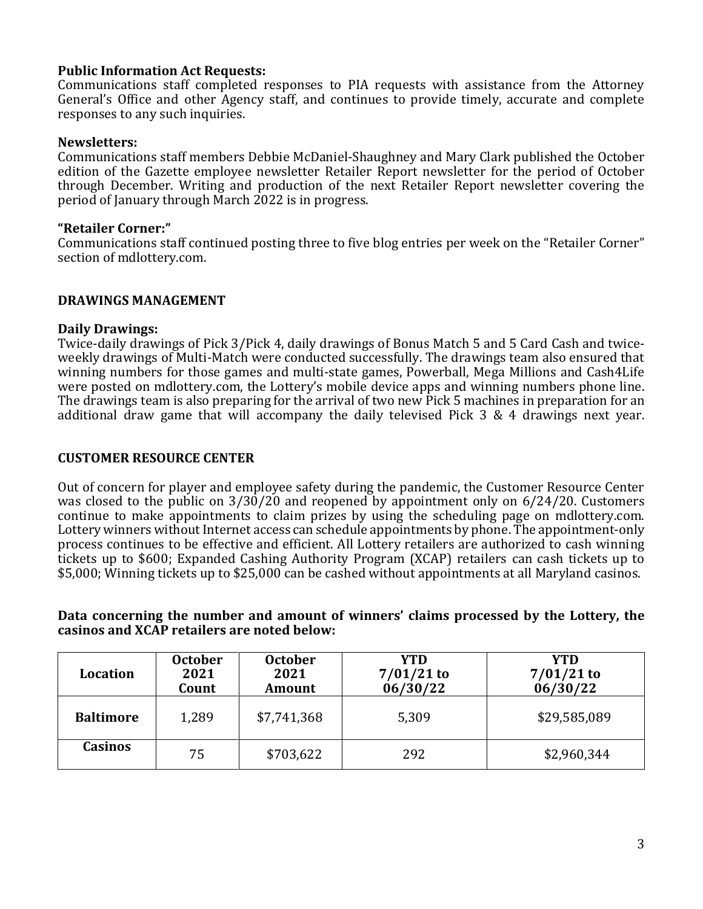**Public Information Act Requests:**
Communications staff completed responses to PIA requests with assistance from the Attorney General's Office and other Agency staff, and continues to provide timely, accurate and complete responses to any such inquiries.

**Newsletters:**
Communications staff members Debbie McDaniel-Shaughney and Mary Clark published the October edition of the Gazette employee newsletter Retailer Report newsletter for the period of October through December. Writing and production of the next Retailer Report newsletter covering the period of January through March 2022 is in progress.

**"Retailer Corner:"**
Communications staff continued posting three to five blog entries per week on the "Retailer Corner" section of mdlottery.com.

## DRAWINGS MANAGEMENT

**Daily Drawings:**
Twice-daily drawings of Pick 3/Pick 4, daily drawings of Bonus Match 5 and 5 Card Cash and twice-weekly drawings of Multi-Match were conducted successfully. The drawings team also ensured that winning numbers for those games and multi-state games, Powerball, Mega Millions and Cash4Life were posted on mdlottery.com, the Lottery's mobile device apps and winning numbers phone line. The drawings team is also preparing for the arrival of two new Pick 5 machines in preparation for an additional draw game that will accompany the daily televised Pick 3 & 4 drawings next year.

## CUSTOMER RESOURCE CENTER

Out of concern for player and employee safety during the pandemic, the Customer Resource Center was closed to the public on 3/30/20 and reopened by appointment only on 6/24/20. Customers continue to make appointments to claim prizes by using the scheduling page on mdlottery.com. Lottery winners without Internet access can schedule appointments by phone. The appointment-only process continues to be effective and efficient. All Lottery retailers are authorized to cash winning tickets up to $600; Expanded Cashing Authority Program (XCAP) retailers can cash tickets up to $5,000; Winning tickets up to $25,000 can be cashed without appointments at all Maryland casinos.

**Data concerning the number and amount of winners' claims processed by the Lottery, the casinos and XCAP retailers are noted below:**

| Location | October 2021 Count | October 2021 Amount | YTD 7/01/21 to 06/30/22 | YTD 7/01/21 to 06/30/22 |
|---|---|---|---|---|
| **Baltimore** | 1,289 | $7,741,368 | 5,309 | $29,585,089 |
| **Casinos** | 75 | $703,622 | 292 | $2,960,344 |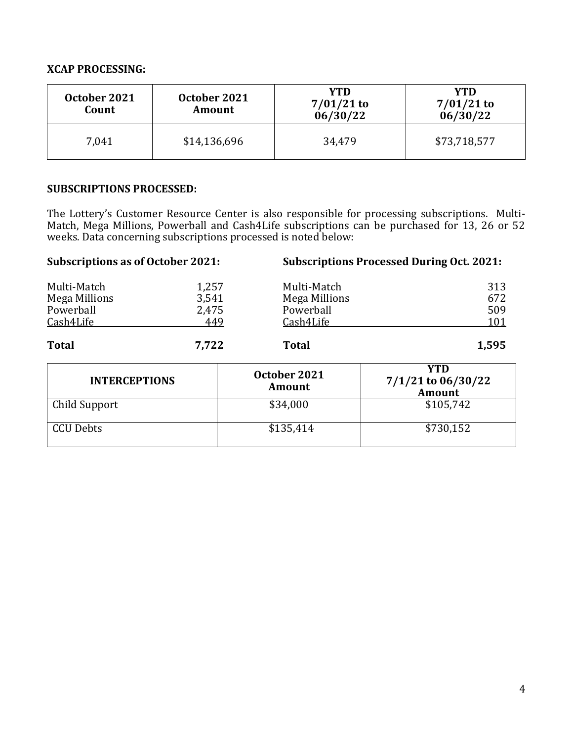**XCAP PROCESSING:**

| October 2021 Count | October 2021 Amount | YTD 7/01/21 to 06/30/22 | YTD 7/01/21 to 06/30/22 |
|---|---|---|---|
| 7,041 | $14,136,696 | 34,479 | $73,718,577 |

**SUBSCRIPTIONS PROCESSED:**

The Lottery's Customer Resource Center is also responsible for processing subscriptions. Multi-Match, Mega Millions, Powerball and Cash4Life subscriptions can be purchased for 13, 26 or 52 weeks. Data concerning subscriptions processed is noted below:

**Subscriptions as of October 2021:**

| | |
|---|---|
| Multi-Match | 1,257 |
| Mega Millions | 3,541 |
| Powerball | 2,475 |
| Cash4Life | 449 |
| **Total** | **7,722** |

**Subscriptions Processed During Oct. 2021:**

| | |
|---|---|
| Multi-Match | 313 |
| Mega Millions | 672 |
| Powerball | 509 |
| Cash4Life | 101 |
| **Total** | **1,595** |

| INTERCEPTIONS | October 2021 Amount | YTD 7/1/21 to 06/30/22 Amount |
|---|---|---|
| Child Support | $34,000 | $105,742 |
| CCU Debts | $135,414 | $730,152 |